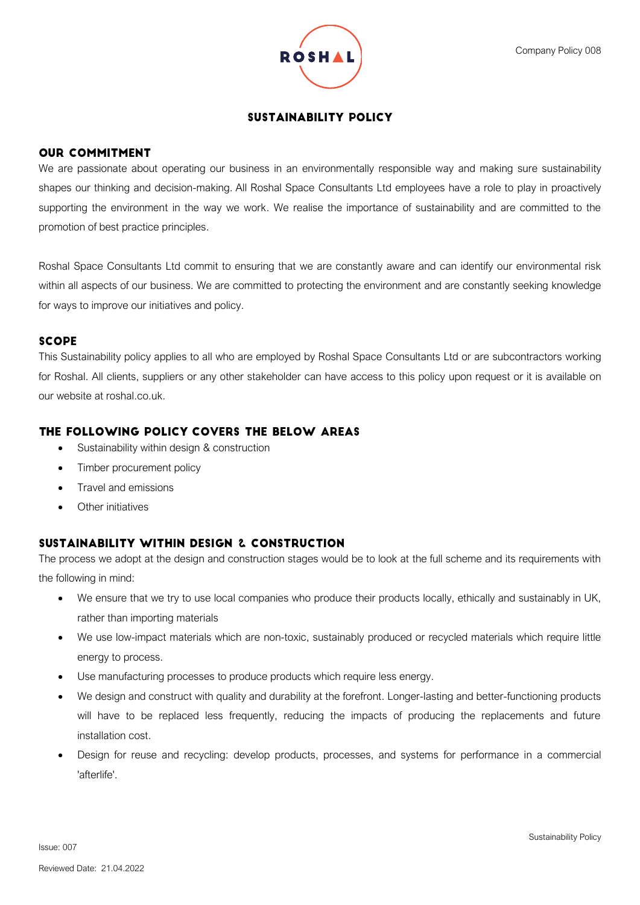# SUSTAINABILITY POLICY

## OUR COMMITMENT

We are passionate about operating our business in an environmentally responsible way and making sure sustainability shapes our thinking and decision-making. All Roshal Space Consultants Ltd employees have a role to play in proactively supporting the environment in the way we work. We realise the importance of sustainability and are committed to the promotion of best practice principles.

Roshal Space Consultants Ltd commit to ensuring that we are constantly aware and can identify our environmental risk within all aspects of our business. We are committed to protecting the environment and are constantly seeking knowledge for ways to improve our initiatives and policy.

## SCOPE

This Sustainability policy applies to all who are employed by Roshal Space Consultants Ltd or are subcontractors working for Roshal. All clients, suppliers or any other stakeholder can have access to this policy upon request or it is available on our website at roshal.co.uk.

## THE FOLLOWING POLICY COVERS THE BELOW AREAS

- Sustainability within design & construction
- Timber procurement policy
- Travel and emissions
- Other initiatives

## SUSTAINABILITY WITHIN DESIGN & CONSTRUCTION

The process we adopt at the design and construction stages would be to look at the full scheme and its requirements with the following in mind:

- We ensure that we try to use local companies who produce their products locally, ethically and sustainably in UK, rather than importing materials
- We use low-impact materials which are non-toxic, sustainably produced or recycled materials which require little energy to process.
- Use manufacturing processes to produce products which require less energy.
- We design and construct with quality and durability at the forefront. Longer-lasting and better-functioning products will have to be replaced less frequently, reducing the impacts of producing the replacements and future installation cost.
- Design for reuse and recycling: develop products, processes, and systems for performance in a commercial 'afterlife'.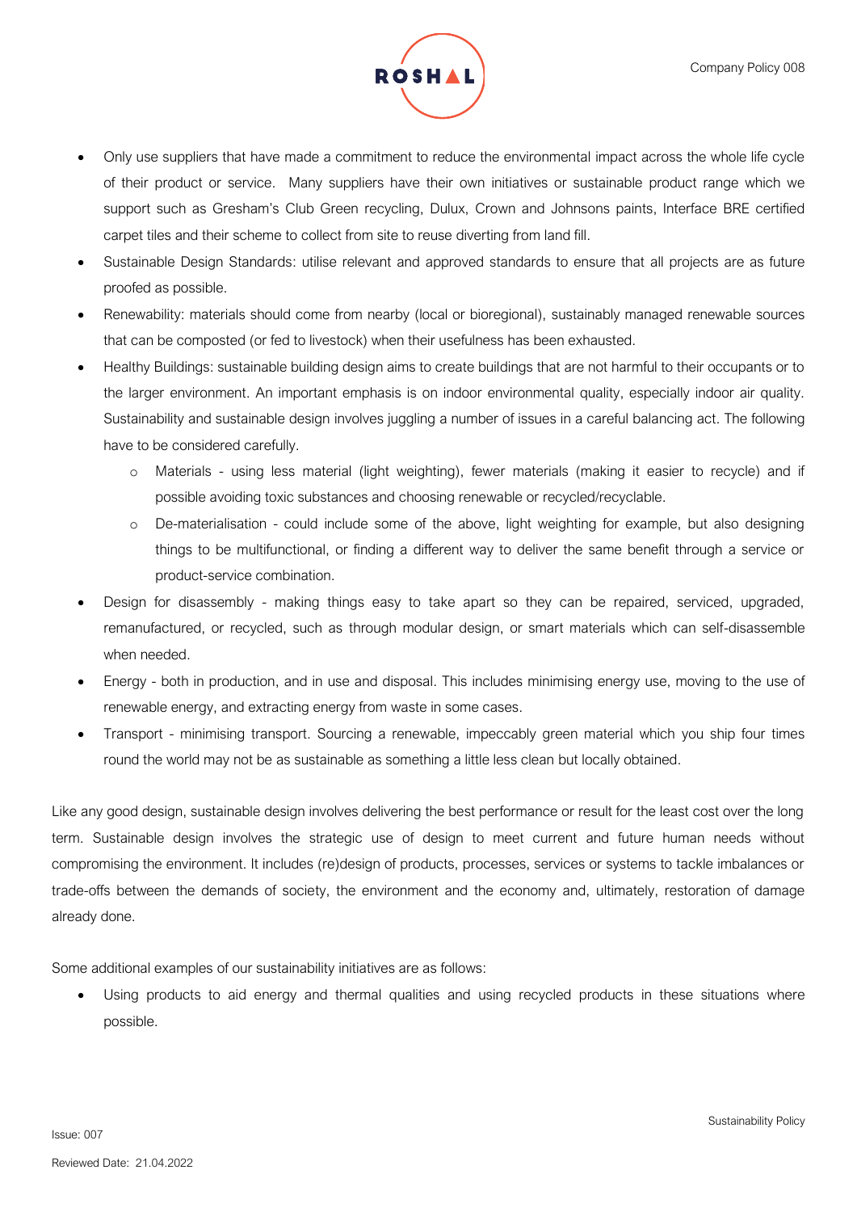- Only use suppliers that have made a commitment to reduce the environmental impact across the whole life cycle of their product or service. Many suppliers have their own initiatives or sustainable product range which we support such as Gresham's Club Green recycling, Dulux, Crown and Johnsons paints, Interface BRE certified carpet tiles and their scheme to collect from site to reuse diverting from land fill.
- Sustainable Design Standards: utilise relevant and approved standards to ensure that all projects are as future proofed as possible.
- Renewability: materials should come from nearby (local or bioregional), sustainably managed renewable sources that can be composted (or fed to livestock) when their usefulness has been exhausted.
- Healthy Buildings: sustainable building design aims to create buildings that are not harmful to their occupants or to the larger environment. An important emphasis is on indoor environmental quality, especially indoor air quality. Sustainability and sustainable design involves juggling a number of issues in a careful balancing act. The following have to be considered carefully.
    - Materials - using less material (light weighting), fewer materials (making it easier to recycle) and if possible avoiding toxic substances and choosing renewable or recycled/recyclable.
    - De-materialisation - could include some of the above, light weighting for example, but also designing things to be multifunctional, or finding a different way to deliver the same benefit through a service or product-service combination.
- Design for disassembly - making things easy to take apart so they can be repaired, serviced, upgraded, remanufactured, or recycled, such as through modular design, or smart materials which can self-disassemble when needed.
- Energy - both in production, and in use and disposal. This includes minimising energy use, moving to the use of renewable energy, and extracting energy from waste in some cases.
- Transport - minimising transport. Sourcing a renewable, impeccably green material which you ship four times round the world may not be as sustainable as something a little less clean but locally obtained.

Like any good design, sustainable design involves delivering the best performance or result for the least cost over the long term. Sustainable design involves the strategic use of design to meet current and future human needs without compromising the environment. It includes (re)design of products, processes, services or systems to tackle imbalances or trade-offs between the demands of society, the environment and the economy and, ultimately, restoration of damage already done.

Some additional examples of our sustainability initiatives are as follows:

- Using products to aid energy and thermal qualities and using recycled products in these situations where possible.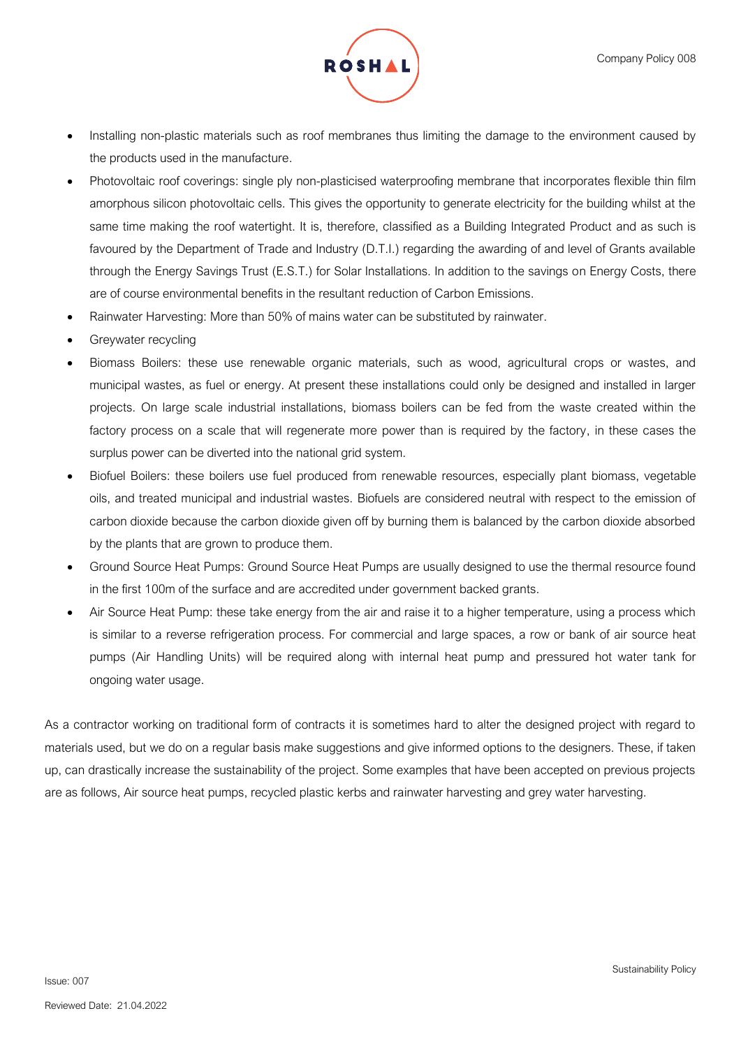- Installing non-plastic materials such as roof membranes thus limiting the damage to the environment caused by the products used in the manufacture.
- Photovoltaic roof coverings: single ply non-plasticised waterproofing membrane that incorporates flexible thin film amorphous silicon photovoltaic cells. This gives the opportunity to generate electricity for the building whilst at the same time making the roof watertight. It is, therefore, classified as a Building Integrated Product and as such is favoured by the Department of Trade and Industry (D.T.I.) regarding the awarding of and level of Grants available through the Energy Savings Trust (E.S.T.) for Solar Installations. In addition to the savings on Energy Costs, there are of course environmental benefits in the resultant reduction of Carbon Emissions.
- Rainwater Harvesting: More than 50% of mains water can be substituted by rainwater.
- Greywater recycling
- Biomass Boilers: these use renewable organic materials, such as wood, agricultural crops or wastes, and municipal wastes, as fuel or energy. At present these installations could only be designed and installed in larger projects. On large scale industrial installations, biomass boilers can be fed from the waste created within the factory process on a scale that will regenerate more power than is required by the factory, in these cases the surplus power can be diverted into the national grid system.
- Biofuel Boilers: these boilers use fuel produced from renewable resources, especially plant biomass, vegetable oils, and treated municipal and industrial wastes. Biofuels are considered neutral with respect to the emission of carbon dioxide because the carbon dioxide given off by burning them is balanced by the carbon dioxide absorbed by the plants that are grown to produce them.
- Ground Source Heat Pumps: Ground Source Heat Pumps are usually designed to use the thermal resource found in the first 100m of the surface and are accredited under government backed grants.
- Air Source Heat Pump: these take energy from the air and raise it to a higher temperature, using a process which is similar to a reverse refrigeration process. For commercial and large spaces, a row or bank of air source heat pumps (Air Handling Units) will be required along with internal heat pump and pressured hot water tank for ongoing water usage.

As a contractor working on traditional form of contracts it is sometimes hard to alter the designed project with regard to materials used, but we do on a regular basis make suggestions and give informed options to the designers. These, if taken up, can drastically increase the sustainability of the project. Some examples that have been accepted on previous projects are as follows, Air source heat pumps, recycled plastic kerbs and rainwater harvesting and grey water harvesting.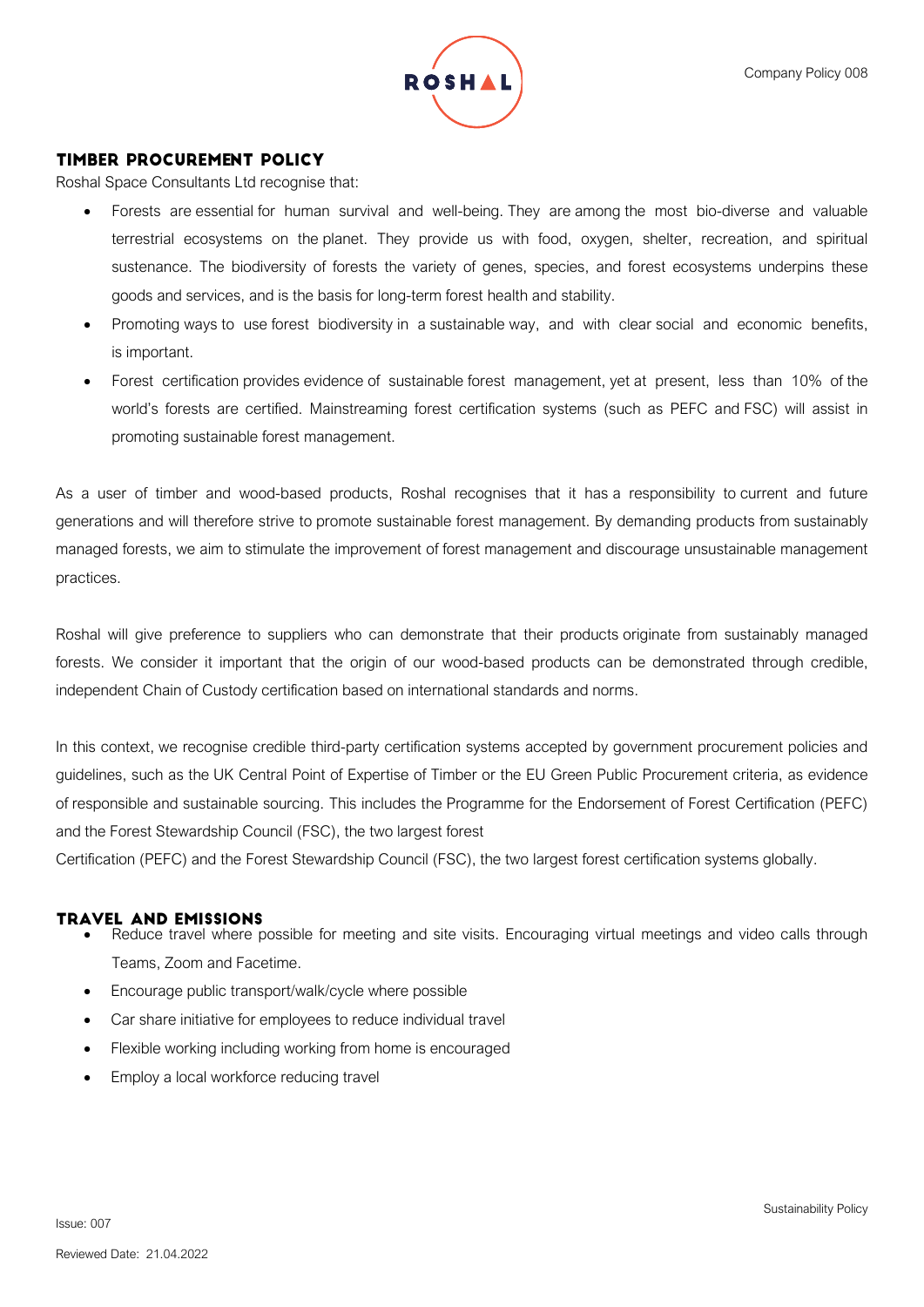## TIMBER PROCUREMENT POLICY

Roshal Space Consultants Ltd recognise that:

- Forests are essential for human survival and well-being. They are among the most bio-diverse and valuable terrestrial ecosystems on the planet. They provide us with food, oxygen, shelter, recreation, and spiritual sustenance. The biodiversity of forests the variety of genes, species, and forest ecosystems underpins these goods and services, and is the basis for long-term forest health and stability.
- Promoting ways to use forest biodiversity in a sustainable way, and with clear social and economic benefits, is important.
- Forest certification provides evidence of sustainable forest management, yet at present, less than 10% of the world's forests are certified. Mainstreaming forest certification systems (such as PEFC and FSC) will assist in promoting sustainable forest management.

As a user of timber and wood-based products, Roshal recognises that it has a responsibility to current and future generations and will therefore strive to promote sustainable forest management. By demanding products from sustainably managed forests, we aim to stimulate the improvement of forest management and discourage unsustainable management practices.

Roshal will give preference to suppliers who can demonstrate that their products originate from sustainably managed forests. We consider it important that the origin of our wood-based products can be demonstrated through credible, independent Chain of Custody certification based on international standards and norms.

In this context, we recognise credible third-party certification systems accepted by government procurement policies and guidelines, such as the UK Central Point of Expertise of Timber or the EU Green Public Procurement criteria, as evidence of responsible and sustainable sourcing. This includes the Programme for the Endorsement of Forest Certification (PEFC) and the Forest Stewardship Council (FSC), the two largest forest

Certification (PEFC) and the Forest Stewardship Council (FSC), the two largest forest certification systems globally.

## TRAVEL AND EMISSIONS

- Reduce travel where possible for meeting and site visits. Encouraging virtual meetings and video calls through Teams, Zoom and Facetime.
- Encourage public transport/walk/cycle where possible
- Car share initiative for employees to reduce individual travel
- Flexible working including working from home is encouraged
- Employ a local workforce reducing travel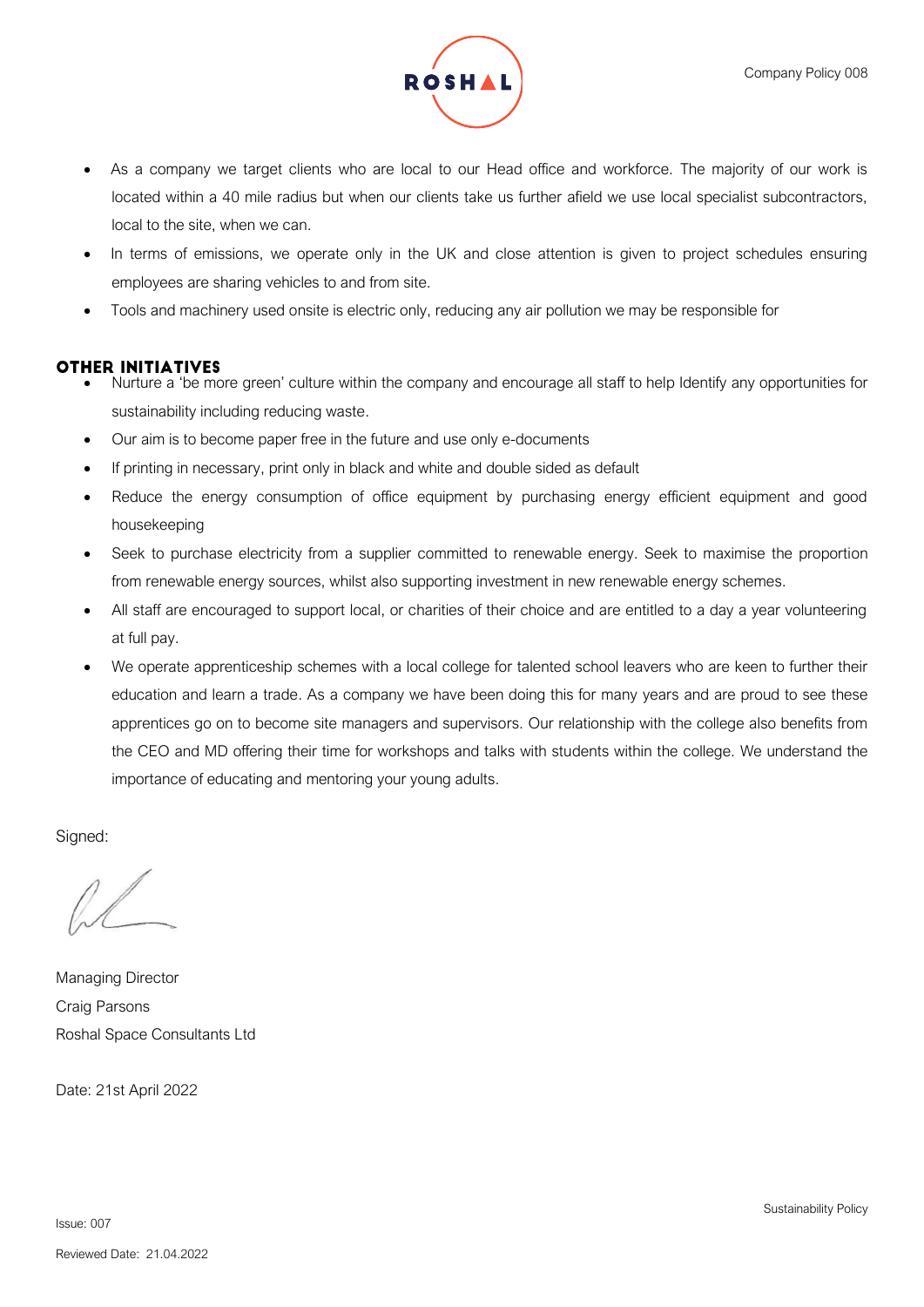- As a company we target clients who are local to our Head office and workforce. The majority of our work is located within a 40 mile radius but when our clients take us further afield we use local specialist subcontractors, local to the site, when we can.
- In terms of emissions, we operate only in the UK and close attention is given to project schedules ensuring employees are sharing vehicles to and from site.
- Tools and machinery used onsite is electric only, reducing any air pollution we may be responsible for

## OTHER INITIATIVES

- Nurture a 'be more green' culture within the company and encourage all staff to help Identify any opportunities for sustainability including reducing waste.
- Our aim is to become paper free in the future and use only e-documents
- If printing in necessary, print only in black and white and double sided as default
- Reduce the energy consumption of office equipment by purchasing energy efficient equipment and good housekeeping
- Seek to purchase electricity from a supplier committed to renewable energy. Seek to maximise the proportion from renewable energy sources, whilst also supporting investment in new renewable energy schemes.
- All staff are encouraged to support local, or charities of their choice and are entitled to a day a year volunteering at full pay.
- We operate apprenticeship schemes with a local college for talented school leavers who are keen to further their education and learn a trade. As a company we have been doing this for many years and are proud to see these apprentices go on to become site managers and supervisors. Our relationship with the college also benefits from the CEO and MD offering their time for workshops and talks with students within the college. We understand the importance of educating and mentoring your young adults.

Signed:

Managing Director
Craig Parsons
Roshal Space Consultants Ltd

Date: 21st April 2022

Issue: 007

Reviewed Date: 21.04.2022